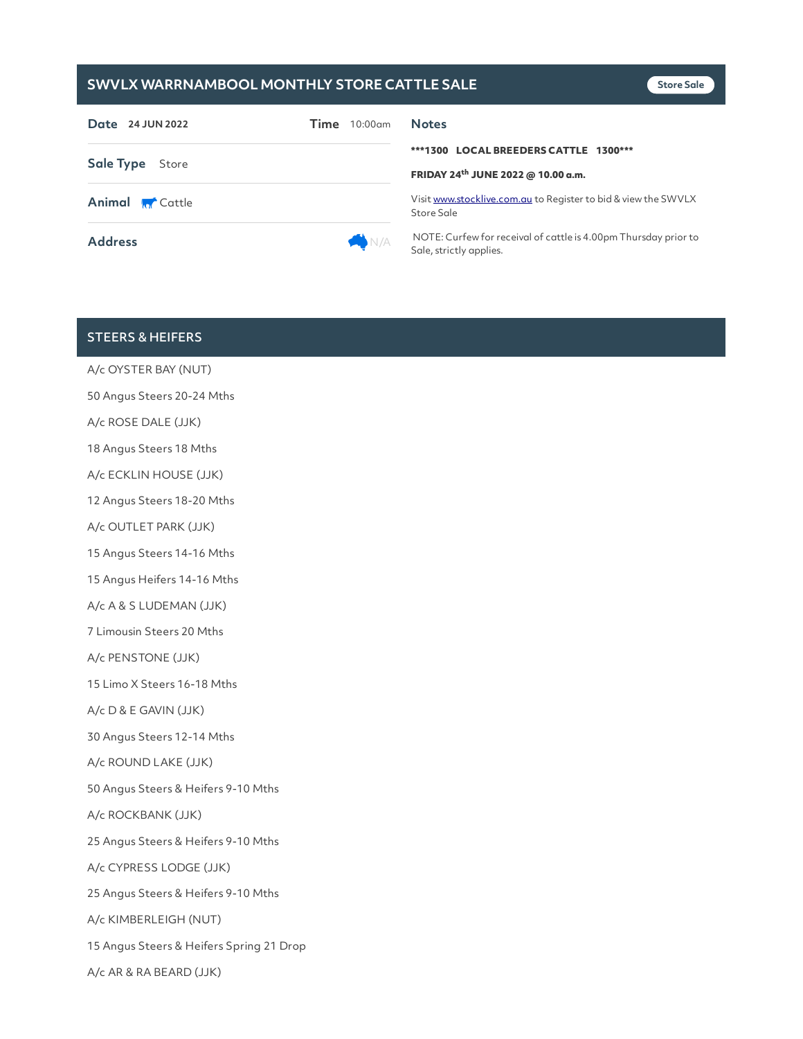# SWVLX WARRNAMBOOL MONTHLY STORE CATTLE SALE

Store Sale

**Date** 24 JUN 2022 **Time** 10:00am

**Sale Type** Store

**Animal** Cattle

**Address** N/A

## Notes

**\*\*\*1300 LOCAL BREEDERS CATTLE 1300\*\*\***

**FRIDAY 24th JUNE 2022 @ 10.00 a.m.**

Visit www.stocklive.com.au to Register to bid & view the SWVLX Store Sale

NOTE: Curfew for receival of cattle is 4.00pm Thursday prior to Sale, strictly applies.

## STEERS & HEIFERS

A/c OYSTER BAY (NUT)

50 Angus Steers 20-24 Mths

A/c ROSE DALE (JJK)

18 Angus Steers 18 Mths

A/c ECKLIN HOUSE (JJK)

12 Angus Steers 18-20 Mths

A/c OUTLET PARK (JJK)

15 Angus Steers 14-16 Mths

15 Angus Heifers 14-16 Mths

A/c A & S LUDEMAN (JJK)

7 Limousin Steers 20 Mths

A/c PENSTONE (JJK)

15 Limo X Steers 16-18 Mths

A/c D & E GAVIN (JJK)

30 Angus Steers 12-14 Mths

A/c ROUND LAKE (JJK)

50 Angus Steers & Heifers 9-10 Mths

A/c ROCKBANK (JJK)

25 Angus Steers & Heifers 9-10 Mths

A/c CYPRESS LODGE (JJK)

25 Angus Steers & Heifers 9-10 Mths

A/c KIMBERLEIGH (NUT)

15 Angus Steers & Heifers Spring 21 Drop

A/c AR & RA BEARD (JJK)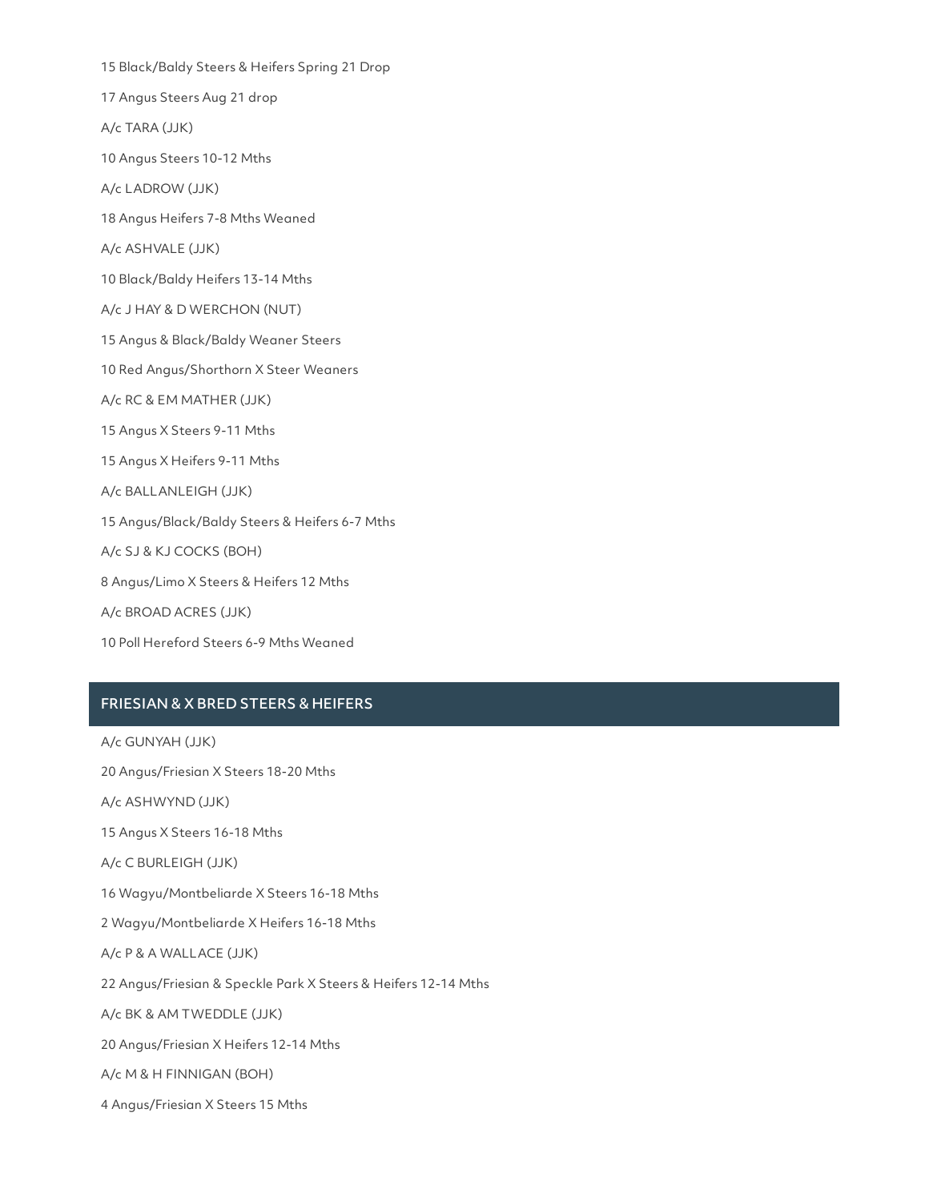15 Black/Baldy Steers & Heifers Spring 21 Drop

17 Angus Steers Aug 21 drop

A/c TARA (JJK)

10 Angus Steers 10-12 Mths

A/c LADROW (JJK)

18 Angus Heifers 7-8 Mths Weaned

A/c ASHVALE (JJK)

10 Black/Baldy Heifers 13-14 Mths

A/c J HAY & D WERCHON (NUT)

15 Angus & Black/Baldy Weaner Steers

10 Red Angus/Shorthorn X Steer Weaners

A/c RC & EM MATHER (JJK)

15 Angus X Steers 9-11 Mths

15 Angus X Heifers 9-11 Mths

A/c BALLANLEIGH (JJK)

15 Angus/Black/Baldy Steers & Heifers 6-7 Mths

A/c SJ & KJ COCKS (BOH)

8 Angus/Limo X Steers & Heifers 12 Mths

A/c BROAD ACRES (JJK)

10 Poll Hereford Steers 6-9 Mths Weaned

## FRIESIAN & X BRED STEERS & HEIFERS

A/c GUNYAH (JJK)

20 Angus/Friesian X Steers 18-20 Mths

A/c ASHWYND (JJK)

15 Angus X Steers 16-18 Mths

A/c C BURLEIGH (JJK)

16 Wagyu/Montbeliarde X Steers 16-18 Mths

2 Wagyu/Montbeliarde X Heifers 16-18 Mths

A/c P & A WALLACE (JJK)

22 Angus/Friesian & Speckle Park X Steers & Heifers 12-14 Mths

A/c BK & AM TWEDDLE (JJK)

20 Angus/Friesian X Heifers 12-14 Mths

A/c M & H FINNIGAN (BOH)

4 Angus/Friesian X Steers 15 Mths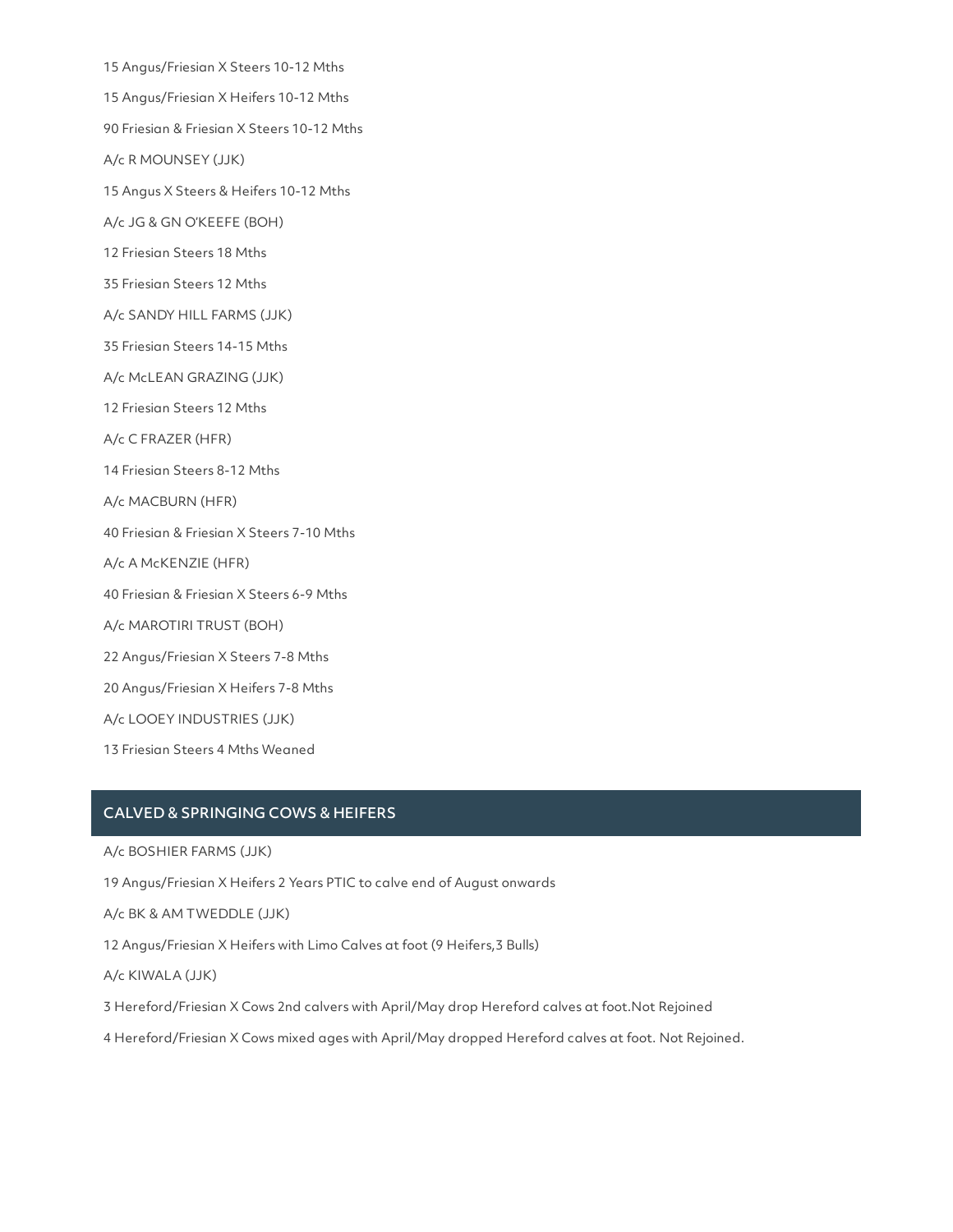15 Angus/Friesian X Steers 10-12 Mths

15 Angus/Friesian X Heifers 10-12 Mths

90 Friesian & Friesian X Steers 10-12 Mths

A/c R MOUNSEY (JJK)

15 Angus X Steers & Heifers 10-12 Mths

A/c JG & GN O'KEEFE (BOH)

12 Friesian Steers 18 Mths

35 Friesian Steers 12 Mths

A/c SANDY HILL FARMS (JJK)

35 Friesian Steers 14-15 Mths

A/c McLEAN GRAZING (JJK)

12 Friesian Steers 12 Mths

A/c C FRAZER (HFR)

14 Friesian Steers 8-12 Mths

A/c MACBURN (HFR)

40 Friesian & Friesian X Steers 7-10 Mths

A/c A McKENZIE (HFR)

40 Friesian & Friesian X Steers 6-9 Mths

A/c MAROTIRI TRUST (BOH)

22 Angus/Friesian X Steers 7-8 Mths

20 Angus/Friesian X Heifers 7-8 Mths

A/c LOOEY INDUSTRIES (JJK)

13 Friesian Steers 4 Mths Weaned

## CALVED & SPRINGING COWS & HEIFERS

A/c BOSHIER FARMS (JJK)

19 Angus/Friesian X Heifers 2 Years PTIC to calve end of August onwards

A/c BK & AM TWEDDLE (JJK)

12 Angus/Friesian X Heifers with Limo Calves at foot (9 Heifers,3 Bulls)

A/c KIWALA (JJK)

3 Hereford/Friesian X Cows 2nd calvers with April/May drop Hereford calves at foot.Not Rejoined

4 Hereford/Friesian X Cows mixed ages with April/May dropped Hereford calves at foot. Not Rejoined.